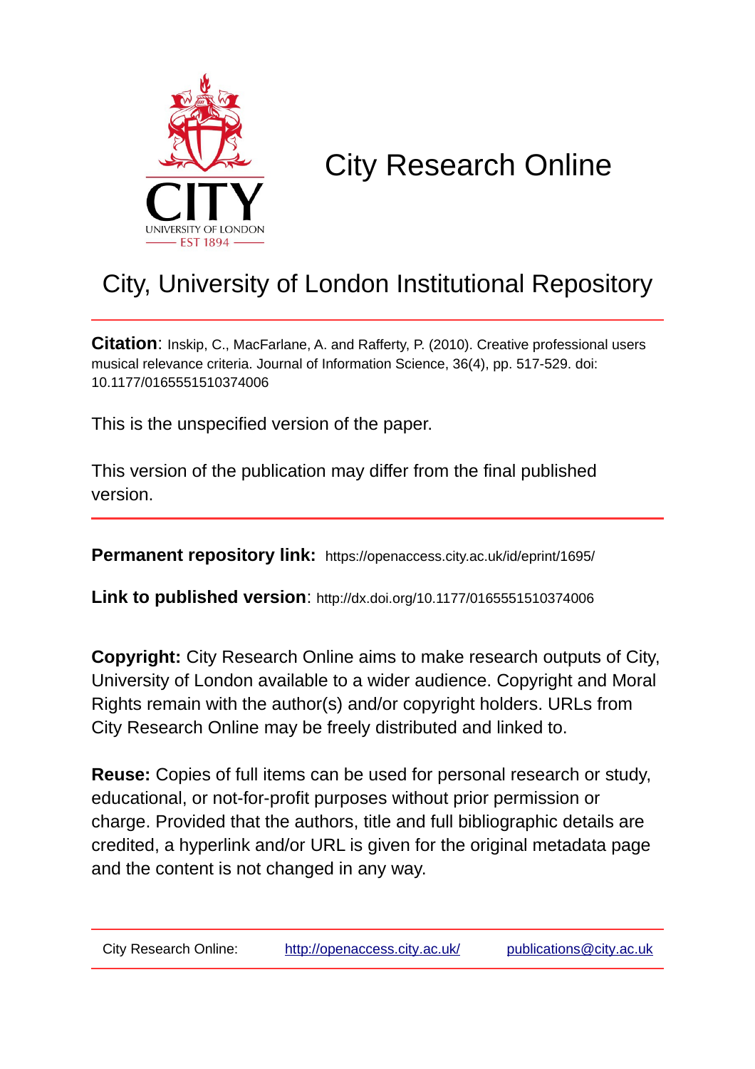# City Research Online

## City, University of London Institutional Repository

**Citation**: Inskip, C., MacFarlane, A. and Rafferty, P. (2010). Creative professional users musical relevance criteria. Journal of Information Science, 36(4), pp. 517-529. doi: 10.1177/0165551510374006

This is the unspecified version of the paper.

This version of the publication may differ from the final published version.

**Permanent repository link:** https://openaccess.city.ac.uk/id/eprint/1695/

**Link to published version**: http://dx.doi.org/10.1177/0165551510374006

**Copyright:** City Research Online aims to make research outputs of City, University of London available to a wider audience. Copyright and Moral Rights remain with the author(s) and/or copyright holders. URLs from City Research Online may be freely distributed and linked to.

**Reuse:** Copies of full items can be used for personal research or study, educational, or not-for-profit purposes without prior permission or charge. Provided that the authors, title and full bibliographic details are credited, a hyperlink and/or URL is given for the original metadata page and the content is not changed in any way.

City Research Online: http://openaccess.city.ac.uk/ publications@city.ac.uk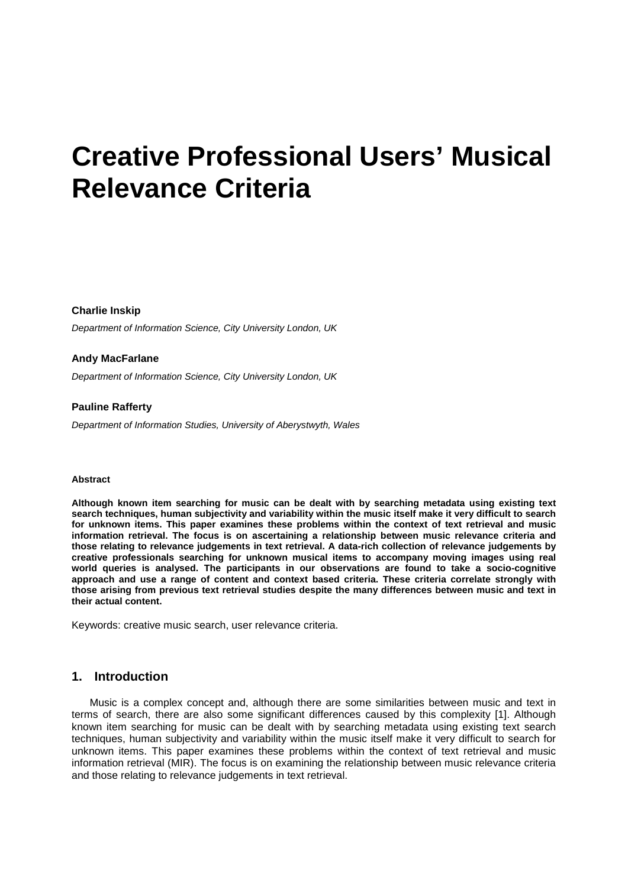# Creative Professional Users' Musical Relevance Criteria

**Charlie Inskip**

*Department of Information Science, City University London, UK*

**Andy MacFarlane**

*Department of Information Science, City University London, UK*

**Pauline Rafferty**

*Department of Information Studies, University of Aberystwyth, Wales*

**Abstract**

**Although known item searching for music can be dealt with by searching metadata using existing text search techniques, human subjectivity and variability within the music itself make it very difficult to search for unknown items. This paper examines these problems within the context of text retrieval and music information retrieval. The focus is on ascertaining a relationship between music relevance criteria and those relating to relevance judgements in text retrieval. A data-rich collection of relevance judgements by creative professionals searching for unknown musical items to accompany moving images using real world queries is analysed. The participants in our observations are found to take a socio-cognitive approach and use a range of content and context based criteria. These criteria correlate strongly with those arising from previous text retrieval studies despite the many differences between music and text in their actual content.**

Keywords: creative music search, user relevance criteria.

## 1. Introduction

Music is a complex concept and, although there are some similarities between music and text in terms of search, there are also some significant differences caused by this complexity [1]. Although known item searching for music can be dealt with by searching metadata using existing text search techniques, human subjectivity and variability within the music itself make it very difficult to search for unknown items. This paper examines these problems within the context of text retrieval and music information retrieval (MIR). The focus is on examining the relationship between music relevance criteria and those relating to relevance judgements in text retrieval.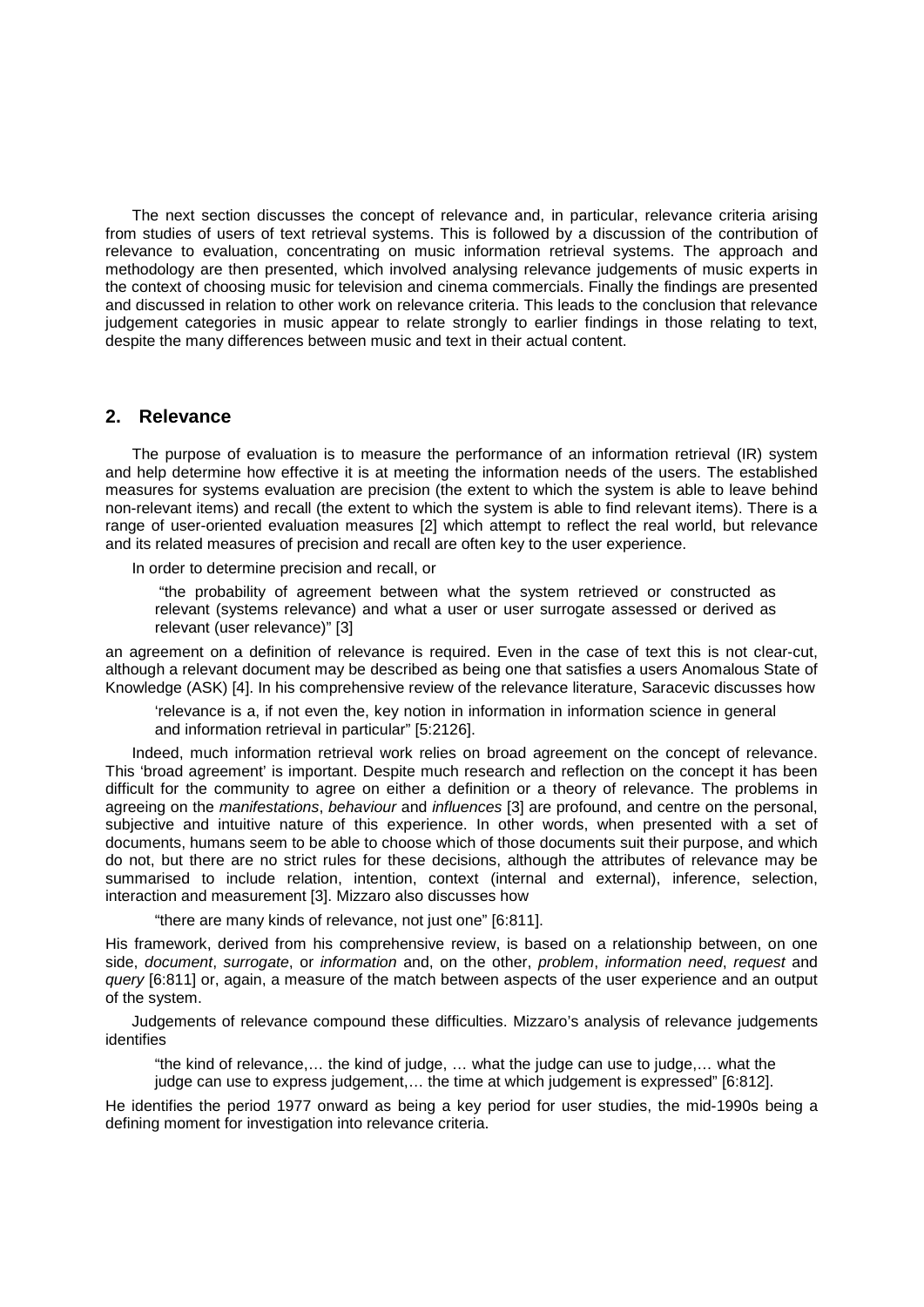The next section discusses the concept of relevance and, in particular, relevance criteria arising from studies of users of text retrieval systems. This is followed by a discussion of the contribution of relevance to evaluation, concentrating on music information retrieval systems. The approach and methodology are then presented, which involved analysing relevance judgements of music experts in the context of choosing music for television and cinema commercials. Finally the findings are presented and discussed in relation to other work on relevance criteria. This leads to the conclusion that relevance judgement categories in music appear to relate strongly to earlier findings in those relating to text, despite the many differences between music and text in their actual content.

## 2. Relevance

The purpose of evaluation is to measure the performance of an information retrieval (IR) system and help determine how effective it is at meeting the information needs of the users. The established measures for systems evaluation are precision (the extent to which the system is able to leave behind non-relevant items) and recall (the extent to which the system is able to find relevant items). There is a range of user-oriented evaluation measures [2] which attempt to reflect the real world, but relevance and its related measures of precision and recall are often key to the user experience.

In order to determine precision and recall, or

> "the probability of agreement between what the system retrieved or constructed as relevant (systems relevance) and what a user or user surrogate assessed or derived as relevant (user relevance)" [3]

an agreement on a definition of relevance is required. Even in the case of text this is not clear-cut, although a relevant document may be described as being one that satisfies a users Anomalous State of Knowledge (ASK) [4]. In his comprehensive review of the relevance literature, Saracevic discusses how

> 'relevance is a, if not even the, key notion in information in information science in general and information retrieval in particular" [5:2126].

Indeed, much information retrieval work relies on broad agreement on the concept of relevance. This 'broad agreement' is important. Despite much research and reflection on the concept it has been difficult for the community to agree on either a definition or a theory of relevance. The problems in agreeing on the *manifestations*, *behaviour* and *influences* [3] are profound, and centre on the personal, subjective and intuitive nature of this experience. In other words, when presented with a set of documents, humans seem to be able to choose which of those documents suit their purpose, and which do not, but there are no strict rules for these decisions, although the attributes of relevance may be summarised to include relation, intention, context (internal and external), inference, selection, interaction and measurement [3]. Mizzaro also discusses how

> "there are many kinds of relevance, not just one" [6:811].

His framework, derived from his comprehensive review, is based on a relationship between, on one side, *document*, *surrogate*, or *information* and, on the other, *problem*, *information need*, *request* and *query* [6:811] or, again, a measure of the match between aspects of the user experience and an output of the system.

Judgements of relevance compound these difficulties. Mizzaro's analysis of relevance judgements identifies

> "the kind of relevance,… the kind of judge, … what the judge can use to judge,… what the judge can use to express judgement,… the time at which judgement is expressed" [6:812].

He identifies the period 1977 onward as being a key period for user studies, the mid-1990s being a defining moment for investigation into relevance criteria.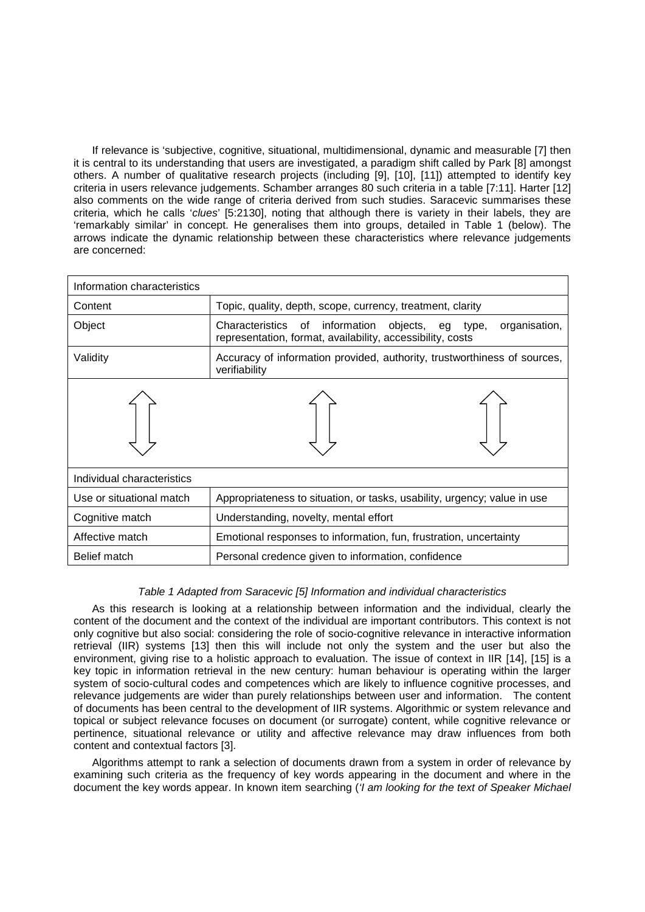If relevance is 'subjective, cognitive, situational, multidimensional, dynamic and measurable [7] then it is central to its understanding that users are investigated, a paradigm shift called by Park [8] amongst others. A number of qualitative research projects (including [9], [10], [11]) attempted to identify key criteria in users relevance judgements. Schamber arranges 80 such criteria in a table [7:11]. Harter [12] also comments on the wide range of criteria derived from such studies. Saracevic summarises these criteria, which he calls '*clues*' [5:2130], noting that although there is variety in their labels, they are 'remarkably similar' in concept. He generalises them into groups, detailed in Table 1 (below). The arrows indicate the dynamic relationship between these characteristics where relevance judgements are concerned:

| Information characteristics | |
|---|---|
| Content | Topic, quality, depth, scope, currency, treatment, clarity |
| Object | Characteristics of information objects, eg type, organisation, representation, format, availability, accessibility, costs |
| Validity | Accuracy of information provided, authority, trustworthiness of sources, verifiability |
| ⇕ | ⇕ ⇕ |
| Individual characteristics | |
| Use or situational match | Appropriateness to situation, or tasks, usability, urgency; value in use |
| Cognitive match | Understanding, novelty, mental effort |
| Affective match | Emotional responses to information, fun, frustration, uncertainty |
| Belief match | Personal credence given to information, confidence |

*Table 1 Adapted from Saracevic [5] Information and individual characteristics*

As this research is looking at a relationship between information and the individual, clearly the content of the document and the context of the individual are important contributors. This context is not only cognitive but also social: considering the role of socio-cognitive relevance in interactive information retrieval (IIR) systems [13] then this will include not only the system and the user but also the environment, giving rise to a holistic approach to evaluation. The issue of context in IIR [14], [15] is a key topic in information retrieval in the new century: human behaviour is operating within the larger system of socio-cultural codes and competences which are likely to influence cognitive processes, and relevance judgements are wider than purely relationships between user and information. The content of documents has been central to the development of IIR systems. Algorithmic or system relevance and topical or subject relevance focuses on document (or surrogate) content, while cognitive relevance or pertinence, situational relevance or utility and affective relevance may draw influences from both content and contextual factors [3].

Algorithms attempt to rank a selection of documents drawn from a system in order of relevance by examining such criteria as the frequency of key words appearing in the document and where in the document the key words appear. In known item searching (*'I am looking for the text of Speaker Michael*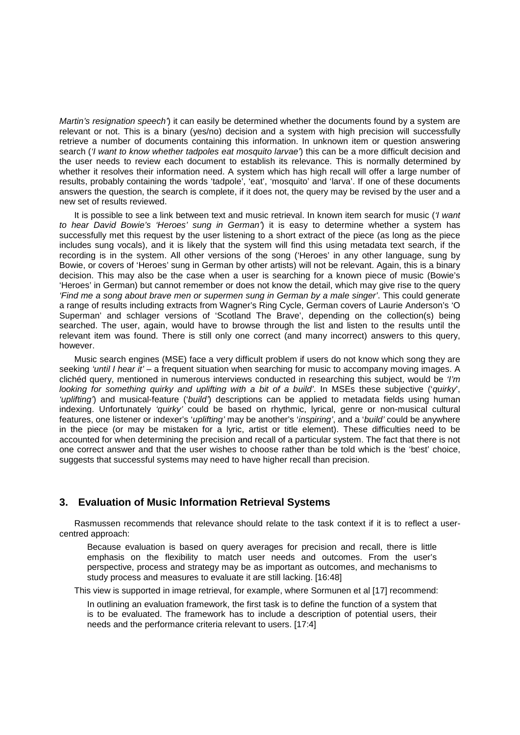*Martin's resignation speech'*) it can easily be determined whether the documents found by a system are relevant or not. This is a binary (yes/no) decision and a system with high precision will successfully retrieve a number of documents containing this information. In unknown item or question answering search (*'I want to know whether tadpoles eat mosquito larvae'*) this can be a more difficult decision and the user needs to review each document to establish its relevance. This is normally determined by whether it resolves their information need. A system which has high recall will offer a large number of results, probably containing the words 'tadpole', 'eat', 'mosquito' and 'larva'. If one of these documents answers the question, the search is complete, if it does not, the query may be revised by the user and a new set of results reviewed.

It is possible to see a link between text and music retrieval. In known item search for music (*'I want to hear David Bowie's 'Heroes' sung in German'*) it is easy to determine whether a system has successfully met this request by the user listening to a short extract of the piece (as long as the piece includes sung vocals), and it is likely that the system will find this using metadata text search, if the recording is in the system. All other versions of the song ('Heroes' in any other language, sung by Bowie, or covers of 'Heroes' sung in German by other artists) will not be relevant. Again, this is a binary decision. This may also be the case when a user is searching for a known piece of music (Bowie's 'Heroes' in German) but cannot remember or does not know the detail, which may give rise to the query *'Find me a song about brave men or supermen sung in German by a male singer'*. This could generate a range of results including extracts from Wagner's Ring Cycle, German covers of Laurie Anderson's 'O Superman' and schlager versions of 'Scotland The Brave', depending on the collection(s) being searched. The user, again, would have to browse through the list and listen to the results until the relevant item was found. There is still only one correct (and many incorrect) answers to this query, however.

Music search engines (MSE) face a very difficult problem if users do not know which song they are seeking *'until I hear it'* – a frequent situation when searching for music to accompany moving images. A clichéd query, mentioned in numerous interviews conducted in researching this subject, would be *'I'm looking for something quirky and uplifting with a bit of a build'*. In MSEs these subjective ('*quirky*', *'uplifting'*) and musical-feature ('*build*') descriptions can be applied to metadata fields using human indexing. Unfortunately *'quirky'* could be based on rhythmic, lyrical, genre or non-musical cultural features, one listener or indexer's '*uplifting*' may be another's '*inspiring*', and a '*build*' could be anywhere in the piece (or may be mistaken for a lyric, artist or title element). These difficulties need to be accounted for when determining the precision and recall of a particular system. The fact that there is not one correct answer and that the user wishes to choose rather than be told which is the 'best' choice, suggests that successful systems may need to have higher recall than precision.

## 3. Evaluation of Music Information Retrieval Systems

Rasmussen recommends that relevance should relate to the task context if it is to reflect a user-centred approach:

> Because evaluation is based on query averages for precision and recall, there is little emphasis on the flexibility to match user needs and outcomes. From the user's perspective, process and strategy may be as important as outcomes, and mechanisms to study process and measures to evaluate it are still lacking. [16:48]

This view is supported in image retrieval, for example, where Sormunen et al [17] recommend:

> In outlining an evaluation framework, the first task is to define the function of a system that is to be evaluated. The framework has to include a description of potential users, their needs and the performance criteria relevant to users. [17:4]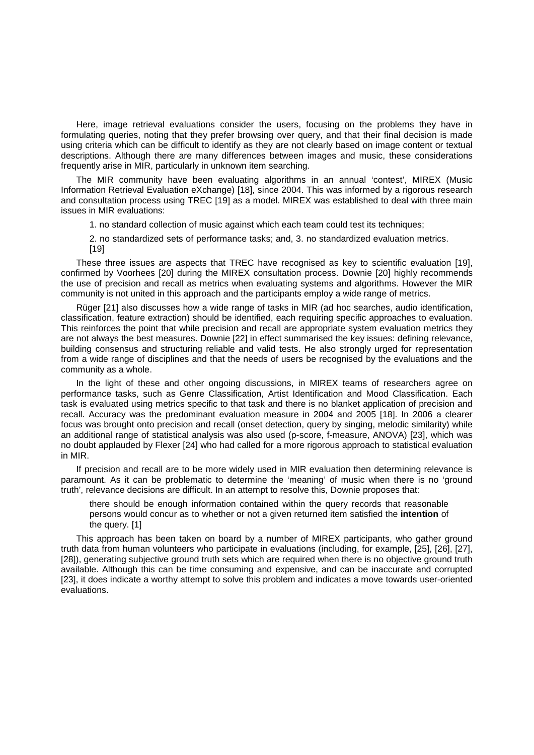Here, image retrieval evaluations consider the users, focusing on the problems they have in formulating queries, noting that they prefer browsing over query, and that their final decision is made using criteria which can be difficult to identify as they are not clearly based on image content or textual descriptions. Although there are many differences between images and music, these considerations frequently arise in MIR, particularly in unknown item searching.

The MIR community have been evaluating algorithms in an annual 'contest', MIREX (Music Information Retrieval Evaluation eXchange) [18], since 2004. This was informed by a rigorous research and consultation process using TREC [19] as a model. MIREX was established to deal with three main issues in MIR evaluations:

> 1. no standard collection of music against which each team could test its techniques;
>
> 2. no standardized sets of performance tasks; and, 3. no standardized evaluation metrics. [19]

These three issues are aspects that TREC have recognised as key to scientific evaluation [19], confirmed by Voorhees [20] during the MIREX consultation process. Downie [20] highly recommends the use of precision and recall as metrics when evaluating systems and algorithms. However the MIR community is not united in this approach and the participants employ a wide range of metrics.

Rüger [21] also discusses how a wide range of tasks in MIR (ad hoc searches, audio identification, classification, feature extraction) should be identified, each requiring specific approaches to evaluation. This reinforces the point that while precision and recall are appropriate system evaluation metrics they are not always the best measures. Downie [22] in effect summarised the key issues: defining relevance, building consensus and structuring reliable and valid tests. He also strongly urged for representation from a wide range of disciplines and that the needs of users be recognised by the evaluations and the community as a whole.

In the light of these and other ongoing discussions, in MIREX teams of researchers agree on performance tasks, such as Genre Classification, Artist Identification and Mood Classification. Each task is evaluated using metrics specific to that task and there is no blanket application of precision and recall. Accuracy was the predominant evaluation measure in 2004 and 2005 [18]. In 2006 a clearer focus was brought onto precision and recall (onset detection, query by singing, melodic similarity) while an additional range of statistical analysis was also used (p-score, f-measure, ANOVA) [23], which was no doubt applauded by Flexer [24] who had called for a more rigorous approach to statistical evaluation in MIR.

If precision and recall are to be more widely used in MIR evaluation then determining relevance is paramount. As it can be problematic to determine the 'meaning' of music when there is no 'ground truth', relevance decisions are difficult. In an attempt to resolve this, Downie proposes that:

> there should be enough information contained within the query records that reasonable persons would concur as to whether or not a given returned item satisfied the **intention** of the query. [1]

This approach has been taken on board by a number of MIREX participants, who gather ground truth data from human volunteers who participate in evaluations (including, for example, [25], [26], [27], [28]), generating subjective ground truth sets which are required when there is no objective ground truth available. Although this can be time consuming and expensive, and can be inaccurate and corrupted [23], it does indicate a worthy attempt to solve this problem and indicates a move towards user-oriented evaluations.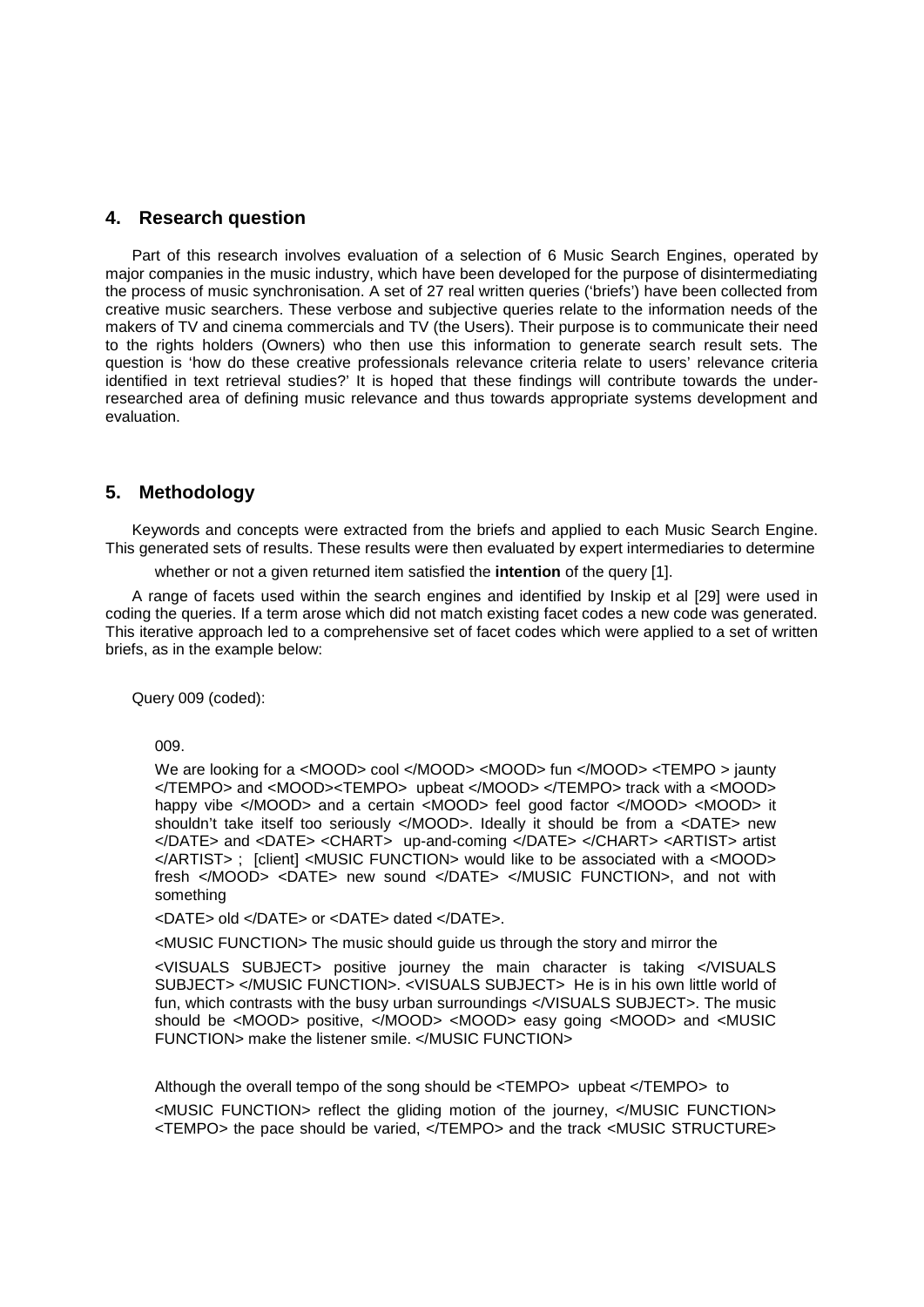## 4. Research question

Part of this research involves evaluation of a selection of 6 Music Search Engines, operated by major companies in the music industry, which have been developed for the purpose of disintermediating the process of music synchronisation. A set of 27 real written queries ('briefs') have been collected from creative music searchers. These verbose and subjective queries relate to the information needs of the makers of TV and cinema commercials and TV (the Users). Their purpose is to communicate their need to the rights holders (Owners) who then use this information to generate search result sets. The question is 'how do these creative professionals relevance criteria relate to users' relevance criteria identified in text retrieval studies?' It is hoped that these findings will contribute towards the under-researched area of defining music relevance and thus towards appropriate systems development and evaluation.

## 5. Methodology

Keywords and concepts were extracted from the briefs and applied to each Music Search Engine. This generated sets of results. These results were then evaluated by expert intermediaries to determine whether or not a given returned item satisfied the **intention** of the query [1].

A range of facets used within the search engines and identified by Inskip et al [29] were used in coding the queries. If a term arose which did not match existing facet codes a new code was generated. This iterative approach led to a comprehensive set of facet codes which were applied to a set of written briefs, as in the example below:

Query 009 (coded):

009.

We are looking for a <MOOD> cool </MOOD> <MOOD> fun </MOOD> <TEMPO > jaunty </TEMPO> and <MOOD><TEMPO> upbeat </MOOD> </TEMPO> track with a <MOOD> happy vibe </MOOD> and a certain <MOOD> feel good factor </MOOD> <MOOD> it shouldn't take itself too seriously </MOOD>. Ideally it should be from a <DATE> new </DATE> and <DATE> <CHART> up-and-coming </DATE> </CHART> <ARTIST> artist </ARTIST> ; [client] <MUSIC FUNCTION> would like to be associated with a <MOOD> fresh </MOOD> <DATE> new sound </DATE> </MUSIC FUNCTION>, and not with something

<DATE> old </DATE> or <DATE> dated </DATE>.

<MUSIC FUNCTION> The music should guide us through the story and mirror the

<VISUALS SUBJECT> positive journey the main character is taking </VISUALS SUBJECT> </MUSIC FUNCTION>. <VISUALS SUBJECT> He is in his own little world of fun, which contrasts with the busy urban surroundings </VISUALS SUBJECT>. The music should be <MOOD> positive, </MOOD> <MOOD> easy going <MOOD> and <MUSIC FUNCTION> make the listener smile. </MUSIC FUNCTION>

Although the overall tempo of the song should be <TEMPO> upbeat </TEMPO> to

<MUSIC FUNCTION> reflect the gliding motion of the journey, </MUSIC FUNCTION> <TEMPO> the pace should be varied, </TEMPO> and the track <MUSIC STRUCTURE>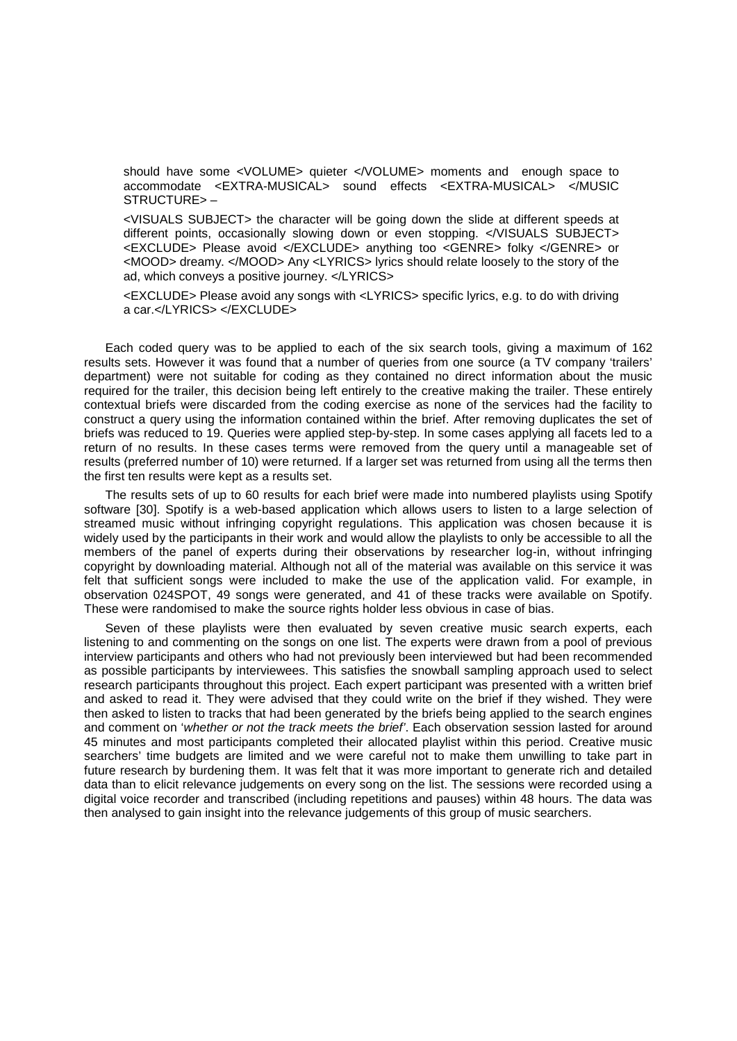should have some <VOLUME> quieter </VOLUME> moments and enough space to accommodate <EXTRA-MUSICAL> sound effects <EXTRA-MUSICAL> </MUSIC STRUCTURE> –

<VISUALS SUBJECT> the character will be going down the slide at different speeds at different points, occasionally slowing down or even stopping. </VISUALS SUBJECT> <EXCLUDE> Please avoid </EXCLUDE> anything too <GENRE> folky </GENRE> or <MOOD> dreamy. </MOOD> Any <LYRICS> lyrics should relate loosely to the story of the ad, which conveys a positive journey. </LYRICS>

<EXCLUDE> Please avoid any songs with <LYRICS> specific lyrics, e.g. to do with driving a car.</LYRICS> </EXCLUDE>

Each coded query was to be applied to each of the six search tools, giving a maximum of 162 results sets. However it was found that a number of queries from one source (a TV company 'trailers' department) were not suitable for coding as they contained no direct information about the music required for the trailer, this decision being left entirely to the creative making the trailer. These entirely contextual briefs were discarded from the coding exercise as none of the services had the facility to construct a query using the information contained within the brief. After removing duplicates the set of briefs was reduced to 19. Queries were applied step-by-step. In some cases applying all facets led to a return of no results. In these cases terms were removed from the query until a manageable set of results (preferred number of 10) were returned. If a larger set was returned from using all the terms then the first ten results were kept as a results set.

The results sets of up to 60 results for each brief were made into numbered playlists using Spotify software [30]. Spotify is a web-based application which allows users to listen to a large selection of streamed music without infringing copyright regulations. This application was chosen because it is widely used by the participants in their work and would allow the playlists to only be accessible to all the members of the panel of experts during their observations by researcher log-in, without infringing copyright by downloading material. Although not all of the material was available on this service it was felt that sufficient songs were included to make the use of the application valid. For example, in observation 024SPOT, 49 songs were generated, and 41 of these tracks were available on Spotify. These were randomised to make the source rights holder less obvious in case of bias.

Seven of these playlists were then evaluated by seven creative music search experts, each listening to and commenting on the songs on one list. The experts were drawn from a pool of previous interview participants and others who had not previously been interviewed but had been recommended as possible participants by interviewees. This satisfies the snowball sampling approach used to select research participants throughout this project. Each expert participant was presented with a written brief and asked to read it. They were advised that they could write on the brief if they wished. They were then asked to listen to tracks that had been generated by the briefs being applied to the search engines and comment on '*whether or not the track meets the brief*'. Each observation session lasted for around 45 minutes and most participants completed their allocated playlist within this period. Creative music searchers' time budgets are limited and we were careful not to make them unwilling to take part in future research by burdening them. It was felt that it was more important to generate rich and detailed data than to elicit relevance judgements on every song on the list. The sessions were recorded using a digital voice recorder and transcribed (including repetitions and pauses) within 48 hours. The data was then analysed to gain insight into the relevance judgements of this group of music searchers.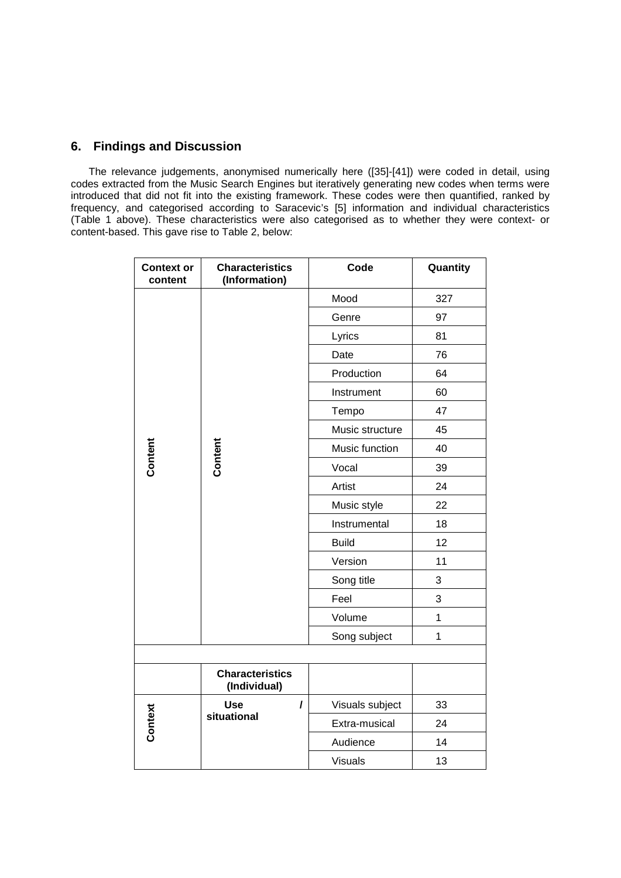## 6. Findings and Discussion

The relevance judgements, anonymised numerically here ([35]-[41]) were coded in detail, using codes extracted from the Music Search Engines but iteratively generating new codes when terms were introduced that did not fit into the existing framework. These codes were then quantified, ranked by frequency, and categorised according to Saracevic's [5] information and individual characteristics (Table 1 above). These characteristics were also categorised as to whether they were context- or content-based. This gave rise to Table 2, below:

| Context or content | Characteristics (Information) | Code | Quantity |
|---|---|---|---|
| Content | Content | Mood | 327 |
| | | Genre | 97 |
| | | Lyrics | 81 |
| | | Date | 76 |
| | | Production | 64 |
| | | Instrument | 60 |
| | | Tempo | 47 |
| | | Music structure | 45 |
| | | Music function | 40 |
| | | Vocal | 39 |
| | | Artist | 24 |
| | | Music style | 22 |
| | | Instrumental | 18 |
| | | Build | 12 |
| | | Version | 11 |
| | | Song title | 3 |
| | | Feel | 3 |
| | | Volume | 1 |
| | | Song subject | 1 |
| | | | |
| | **Characteristics (Individual)** | | |
| Context | Use / situational | Visuals subject | 33 |
| | | Extra-musical | 24 |
| | | Audience | 14 |
| | | Visuals | 13 |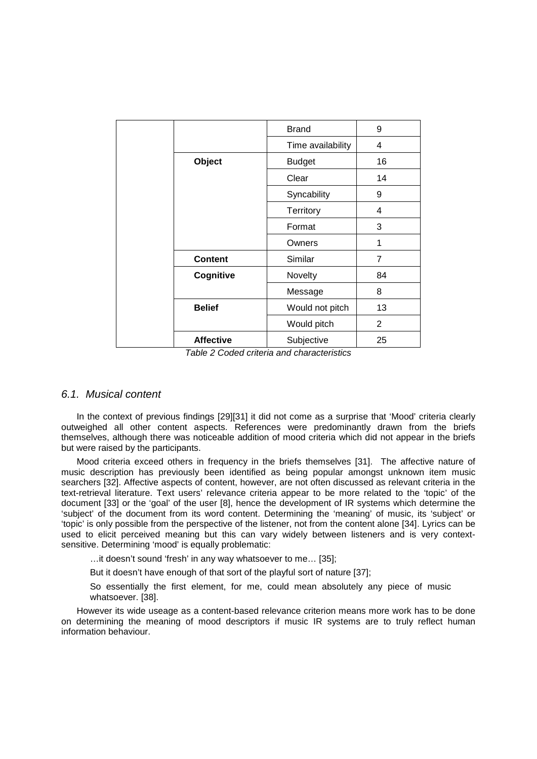| | | | |
|---|---|---|---|
| | | Brand | 9 |
| | | Time availability | 4 |
| | **Object** | Budget | 16 |
| | | Clear | 14 |
| | | Syncability | 9 |
| | | Territory | 4 |
| | | Format | 3 |
| | | Owners | 1 |
| | **Content** | Similar | 7 |
| | **Cognitive** | Novelty | 84 |
| | | Message | 8 |
| | **Belief** | Would not pitch | 13 |
| | | Would pitch | 2 |
| | **Affective** | Subjective | 25 |

*Table 2 Coded criteria and characteristics*

### *6.1. Musical content*

In the context of previous findings [29][31] it did not come as a surprise that 'Mood' criteria clearly outweighed all other content aspects. References were predominantly drawn from the briefs themselves, although there was noticeable addition of mood criteria which did not appear in the briefs but were raised by the participants.

Mood criteria exceed others in frequency in the briefs themselves [31]. The affective nature of music description has previously been identified as being popular amongst unknown item music searchers [32]. Affective aspects of content, however, are not often discussed as relevant criteria in the text-retrieval literature. Text users' relevance criteria appear to be more related to the 'topic' of the document [33] or the 'goal' of the user [8], hence the development of IR systems which determine the 'subject' of the document from its word content. Determining the 'meaning' of music, its 'subject' or 'topic' is only possible from the perspective of the listener, not from the content alone [34]. Lyrics can be used to elicit perceived meaning but this can vary widely between listeners and is very context-sensitive. Determining 'mood' is equally problematic:

> …it doesn't sound 'fresh' in any way whatsoever to me… [35];
>
> But it doesn't have enough of that sort of the playful sort of nature [37];
>
> So essentially the first element, for me, could mean absolutely any piece of music whatsoever. [38].

However its wide useage as a content-based relevance criterion means more work has to be done on determining the meaning of mood descriptors if music IR systems are to truly reflect human information behaviour.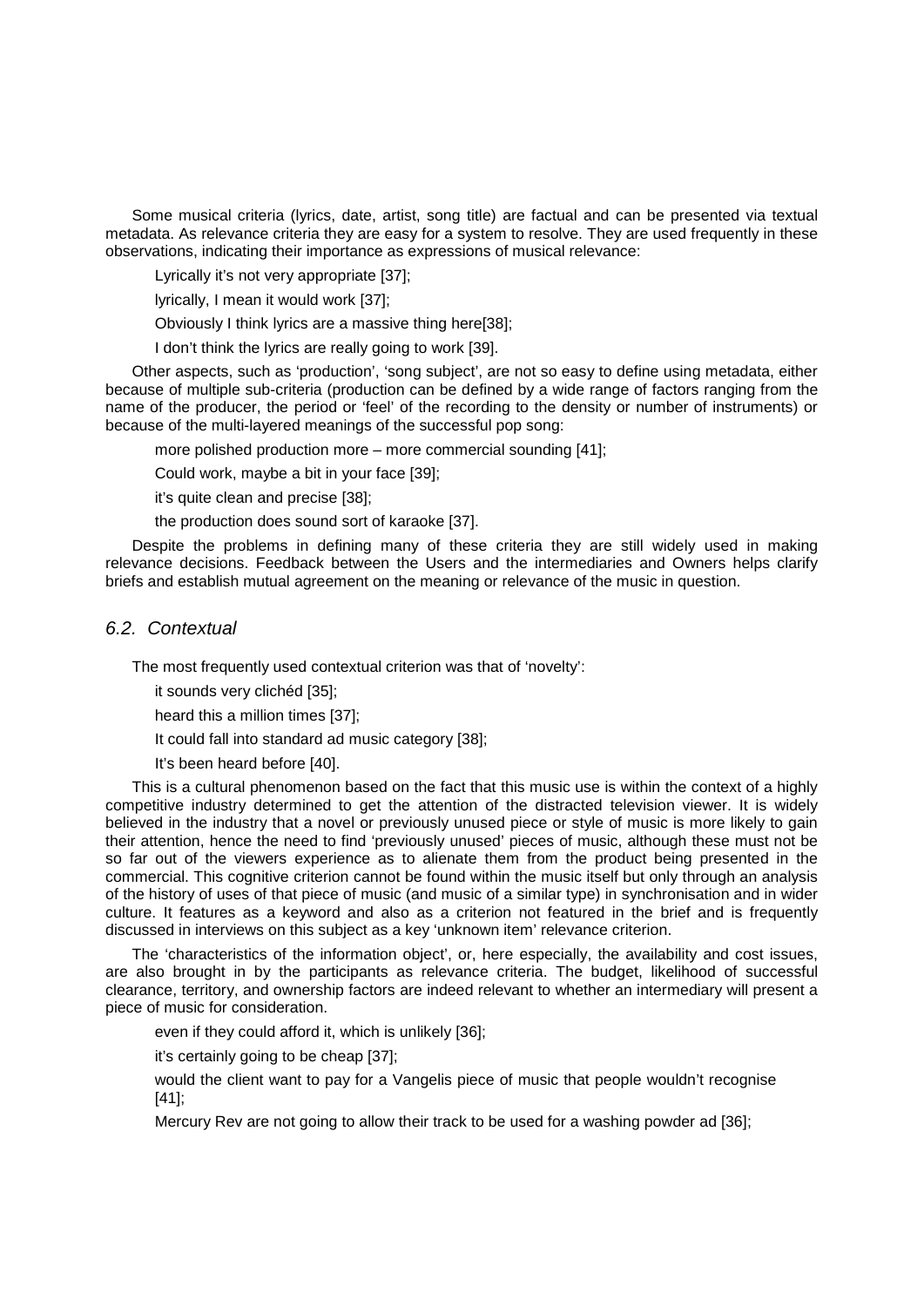Some musical criteria (lyrics, date, artist, song title) are factual and can be presented via textual metadata. As relevance criteria they are easy for a system to resolve. They are used frequently in these observations, indicating their importance as expressions of musical relevance:

> Lyrically it's not very appropriate [37];
>
> lyrically, I mean it would work [37];
>
> Obviously I think lyrics are a massive thing here[38];
>
> I don't think the lyrics are really going to work [39].

Other aspects, such as 'production', 'song subject', are not so easy to define using metadata, either because of multiple sub-criteria (production can be defined by a wide range of factors ranging from the name of the producer, the period or 'feel' of the recording to the density or number of instruments) or because of the multi-layered meanings of the successful pop song:

> more polished production more – more commercial sounding [41];
>
> Could work, maybe a bit in your face [39];
>
> it's quite clean and precise [38];
>
> the production does sound sort of karaoke [37].

Despite the problems in defining many of these criteria they are still widely used in making relevance decisions. Feedback between the Users and the intermediaries and Owners helps clarify briefs and establish mutual agreement on the meaning or relevance of the music in question.

## *6.2. Contextual*

The most frequently used contextual criterion was that of 'novelty':

> it sounds very clichéd [35];
>
> heard this a million times [37];
>
> It could fall into standard ad music category [38];
>
> It's been heard before [40].

This is a cultural phenomenon based on the fact that this music use is within the context of a highly competitive industry determined to get the attention of the distracted television viewer. It is widely believed in the industry that a novel or previously unused piece or style of music is more likely to gain their attention, hence the need to find 'previously unused' pieces of music, although these must not be so far out of the viewers experience as to alienate them from the product being presented in the commercial. This cognitive criterion cannot be found within the music itself but only through an analysis of the history of uses of that piece of music (and music of a similar type) in synchronisation and in wider culture. It features as a keyword and also as a criterion not featured in the brief and is frequently discussed in interviews on this subject as a key 'unknown item' relevance criterion.

The 'characteristics of the information object', or, here especially, the availability and cost issues, are also brought in by the participants as relevance criteria. The budget, likelihood of successful clearance, territory, and ownership factors are indeed relevant to whether an intermediary will present a piece of music for consideration.

> even if they could afford it, which is unlikely [36];
>
> it's certainly going to be cheap [37];
>
> would the client want to pay for a Vangelis piece of music that people wouldn't recognise [41];
>
> Mercury Rev are not going to allow their track to be used for a washing powder ad [36];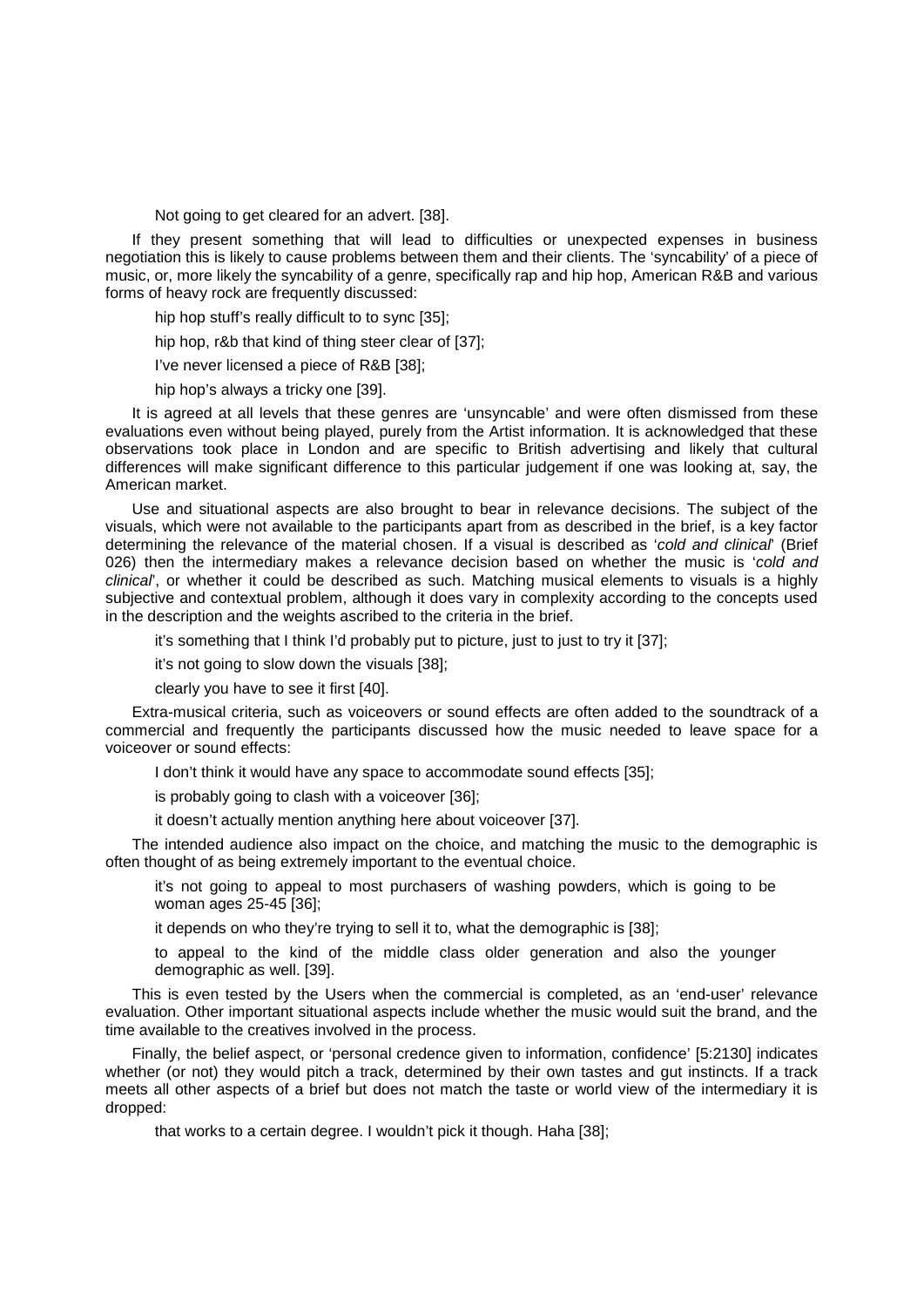> Not going to get cleared for an advert. [38].

If they present something that will lead to difficulties or unexpected expenses in business negotiation this is likely to cause problems between them and their clients. The 'syncability' of a piece of music, or, more likely the syncability of a genre, specifically rap and hip hop, American R&B and various forms of heavy rock are frequently discussed:

> hip hop stuff's really difficult to to sync [35];
>
> hip hop, r&b that kind of thing steer clear of [37];
>
> I've never licensed a piece of R&B [38];
>
> hip hop's always a tricky one [39].

It is agreed at all levels that these genres are 'unsyncable' and were often dismissed from these evaluations even without being played, purely from the Artist information. It is acknowledged that these observations took place in London and are specific to British advertising and likely that cultural differences will make significant difference to this particular judgement if one was looking at, say, the American market.

Use and situational aspects are also brought to bear in relevance decisions. The subject of the visuals, which were not available to the participants apart from as described in the brief, is a key factor determining the relevance of the material chosen. If a visual is described as '*cold and clinical*' (Brief 026) then the intermediary makes a relevance decision based on whether the music is '*cold and clinical*', or whether it could be described as such. Matching musical elements to visuals is a highly subjective and contextual problem, although it does vary in complexity according to the concepts used in the description and the weights ascribed to the criteria in the brief.

> it's something that I think I'd probably put to picture, just to just to try it [37];
>
> it's not going to slow down the visuals [38];
>
> clearly you have to see it first [40].

Extra-musical criteria, such as voiceovers or sound effects are often added to the soundtrack of a commercial and frequently the participants discussed how the music needed to leave space for a voiceover or sound effects:

> I don't think it would have any space to accommodate sound effects [35];
>
> is probably going to clash with a voiceover [36];
>
> it doesn't actually mention anything here about voiceover [37].

The intended audience also impact on the choice, and matching the music to the demographic is often thought of as being extremely important to the eventual choice.

> it's not going to appeal to most purchasers of washing powders, which is going to be woman ages 25-45 [36];
>
> it depends on who they're trying to sell it to, what the demographic is [38];
>
> to appeal to the kind of the middle class older generation and also the younger demographic as well. [39].

This is even tested by the Users when the commercial is completed, as an 'end-user' relevance evaluation. Other important situational aspects include whether the music would suit the brand, and the time available to the creatives involved in the process.

Finally, the belief aspect, or 'personal credence given to information, confidence' [5:2130] indicates whether (or not) they would pitch a track, determined by their own tastes and gut instincts. If a track meets all other aspects of a brief but does not match the taste or world view of the intermediary it is dropped:

> that works to a certain degree. I wouldn't pick it though. Haha [38];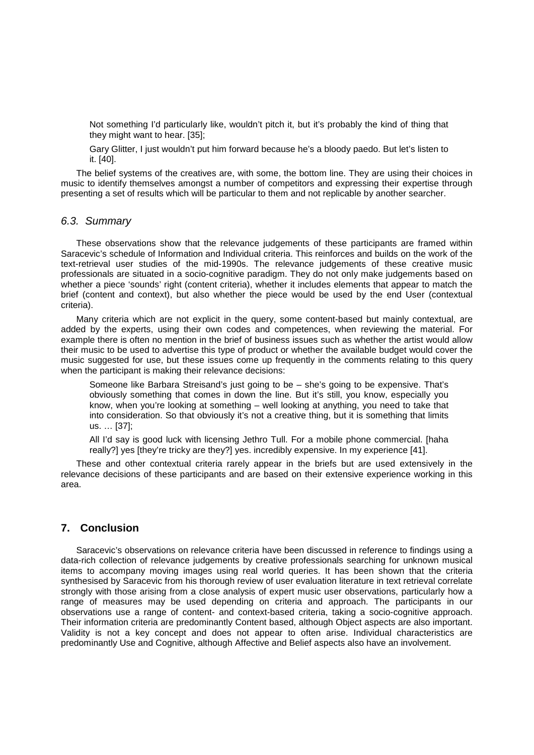> Not something I'd particularly like, wouldn't pitch it, but it's probably the kind of thing that they might want to hear. [35];

> Gary Glitter, I just wouldn't put him forward because he's a bloody paedo. But let's listen to it. [40].

The belief systems of the creatives are, with some, the bottom line. They are using their choices in music to identify themselves amongst a number of competitors and expressing their expertise through presenting a set of results which will be particular to them and not replicable by another searcher.

### *6.3. Summary*

These observations show that the relevance judgements of these participants are framed within Saracevic's schedule of Information and Individual criteria. This reinforces and builds on the work of the text-retrieval user studies of the mid-1990s. The relevance judgements of these creative music professionals are situated in a socio-cognitive paradigm. They do not only make judgements based on whether a piece 'sounds' right (content criteria), whether it includes elements that appear to match the brief (content and context), but also whether the piece would be used by the end User (contextual criteria).

Many criteria which are not explicit in the query, some content-based but mainly contextual, are added by the experts, using their own codes and competences, when reviewing the material. For example there is often no mention in the brief of business issues such as whether the artist would allow their music to be used to advertise this type of product or whether the available budget would cover the music suggested for use, but these issues come up frequently in the comments relating to this query when the participant is making their relevance decisions:

> Someone like Barbara Streisand's just going to be – she's going to be expensive. That's obviously something that comes in down the line. But it's still, you know, especially you know, when you're looking at something – well looking at anything, you need to take that into consideration. So that obviously it's not a creative thing, but it is something that limits us. … [37];

> All I'd say is good luck with licensing Jethro Tull. For a mobile phone commercial. [haha really?] yes [they're tricky are they?] yes. incredibly expensive. In my experience [41].

These and other contextual criteria rarely appear in the briefs but are used extensively in the relevance decisions of these participants and are based on their extensive experience working in this area.

## 7. Conclusion

Saracevic's observations on relevance criteria have been discussed in reference to findings using a data-rich collection of relevance judgements by creative professionals searching for unknown musical items to accompany moving images using real world queries. It has been shown that the criteria synthesised by Saracevic from his thorough review of user evaluation literature in text retrieval correlate strongly with those arising from a close analysis of expert music user observations, particularly how a range of measures may be used depending on criteria and approach. The participants in our observations use a range of content- and context-based criteria, taking a socio-cognitive approach. Their information criteria are predominantly Content based, although Object aspects are also important. Validity is not a key concept and does not appear to often arise. Individual characteristics are predominantly Use and Cognitive, although Affective and Belief aspects also have an involvement.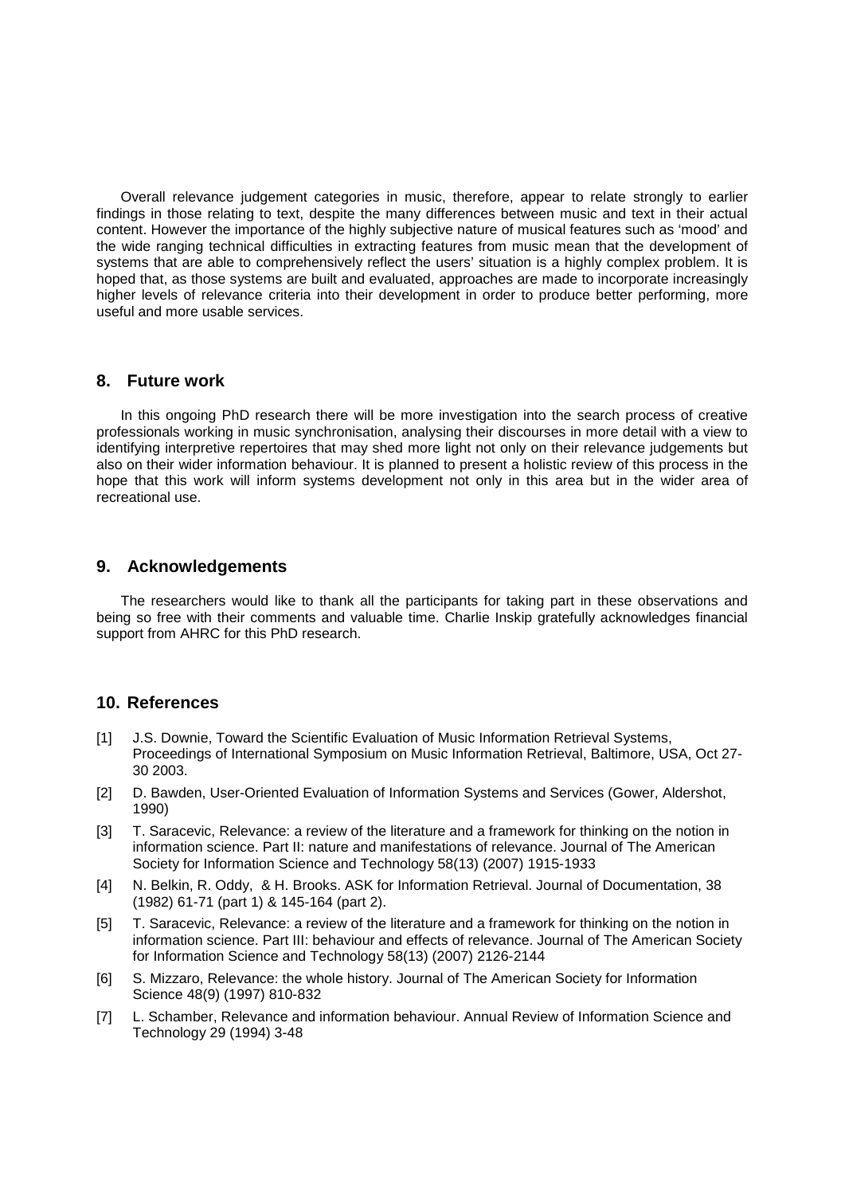Overall relevance judgement categories in music, therefore, appear to relate strongly to earlier findings in those relating to text, despite the many differences between music and text in their actual content. However the importance of the highly subjective nature of musical features such as 'mood' and the wide ranging technical difficulties in extracting features from music mean that the development of systems that are able to comprehensively reflect the users' situation is a highly complex problem. It is hoped that, as those systems are built and evaluated, approaches are made to incorporate increasingly higher levels of relevance criteria into their development in order to produce better performing, more useful and more usable services.

## 8. Future work

In this ongoing PhD research there will be more investigation into the search process of creative professionals working in music synchronisation, analysing their discourses in more detail with a view to identifying interpretive repertoires that may shed more light not only on their relevance judgements but also on their wider information behaviour. It is planned to present a holistic review of this process in the hope that this work will inform systems development not only in this area but in the wider area of recreational use.

## 9. Acknowledgements

The researchers would like to thank all the participants for taking part in these observations and being so free with their comments and valuable time. Charlie Inskip gratefully acknowledges financial support from AHRC for this PhD research.

## 10. References

[1] J.S. Downie, Toward the Scientific Evaluation of Music Information Retrieval Systems, Proceedings of International Symposium on Music Information Retrieval, Baltimore, USA, Oct 27-30 2003.

[2] D. Bawden, User-Oriented Evaluation of Information Systems and Services (Gower, Aldershot, 1990)

[3] T. Saracevic, Relevance: a review of the literature and a framework for thinking on the notion in information science. Part II: nature and manifestations of relevance. Journal of The American Society for Information Science and Technology 58(13) (2007) 1915-1933

[4] N. Belkin, R. Oddy, & H. Brooks. ASK for Information Retrieval. Journal of Documentation, 38 (1982) 61-71 (part 1) & 145-164 (part 2).

[5] T. Saracevic, Relevance: a review of the literature and a framework for thinking on the notion in information science. Part III: behaviour and effects of relevance. Journal of The American Society for Information Science and Technology 58(13) (2007) 2126-2144

[6] S. Mizzaro, Relevance: the whole history. Journal of The American Society for Information Science 48(9) (1997) 810-832

[7] L. Schamber, Relevance and information behaviour. Annual Review of Information Science and Technology 29 (1994) 3-48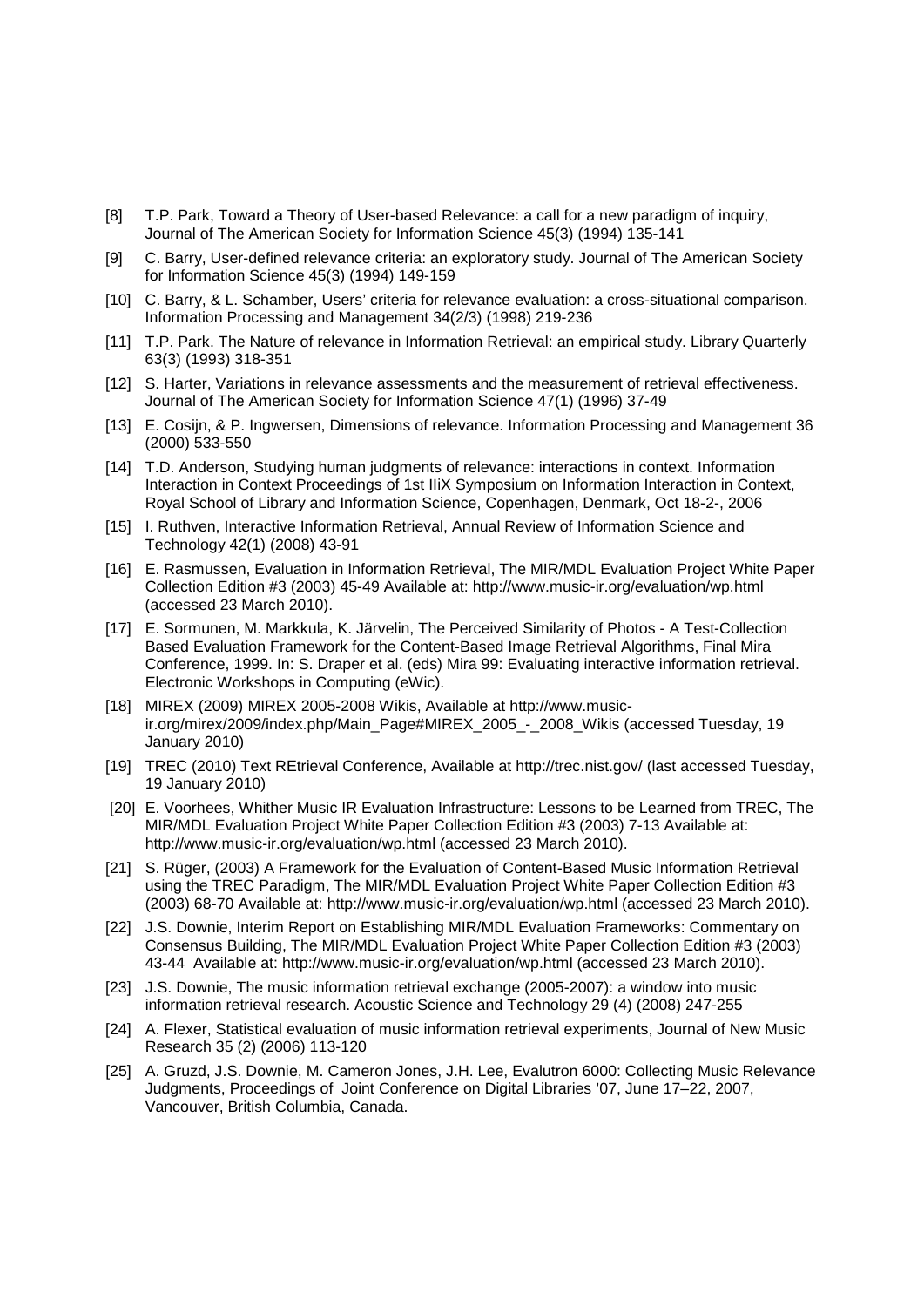[8] T.P. Park, Toward a Theory of User-based Relevance: a call for a new paradigm of inquiry, Journal of The American Society for Information Science 45(3) (1994) 135-141

[9] C. Barry, User-defined relevance criteria: an exploratory study. Journal of The American Society for Information Science 45(3) (1994) 149-159

[10] C. Barry, & L. Schamber, Users' criteria for relevance evaluation: a cross-situational comparison. Information Processing and Management 34(2/3) (1998) 219-236

[11] T.P. Park. The Nature of relevance in Information Retrieval: an empirical study. Library Quarterly 63(3) (1993) 318-351

[12] S. Harter, Variations in relevance assessments and the measurement of retrieval effectiveness. Journal of The American Society for Information Science 47(1) (1996) 37-49

[13] E. Cosijn, & P. Ingwersen, Dimensions of relevance. Information Processing and Management 36 (2000) 533-550

[14] T.D. Anderson, Studying human judgments of relevance: interactions in context. Information Interaction in Context Proceedings of 1st IIiX Symposium on Information Interaction in Context, Royal School of Library and Information Science, Copenhagen, Denmark, Oct 18-2-, 2006

[15] I. Ruthven, Interactive Information Retrieval, Annual Review of Information Science and Technology 42(1) (2008) 43-91

[16] E. Rasmussen, Evaluation in Information Retrieval, The MIR/MDL Evaluation Project White Paper Collection Edition #3 (2003) 45-49 Available at: http://www.music-ir.org/evaluation/wp.html (accessed 23 March 2010).

[17] E. Sormunen, M. Markkula, K. Järvelin, The Perceived Similarity of Photos - A Test-Collection Based Evaluation Framework for the Content-Based Image Retrieval Algorithms, Final Mira Conference, 1999. In: S. Draper et al. (eds) Mira 99: Evaluating interactive information retrieval. Electronic Workshops in Computing (eWic).

[18] MIREX (2009) MIREX 2005-2008 Wikis, Available at http://www.music-ir.org/mirex/2009/index.php/Main_Page#MIREX_2005_-_2008_Wikis (accessed Tuesday, 19 January 2010)

[19] TREC (2010) Text REtrieval Conference, Available at http://trec.nist.gov/ (last accessed Tuesday, 19 January 2010)

[20] E. Voorhees, Whither Music IR Evaluation Infrastructure: Lessons to be Learned from TREC, The MIR/MDL Evaluation Project White Paper Collection Edition #3 (2003) 7-13 Available at: http://www.music-ir.org/evaluation/wp.html (accessed 23 March 2010).

[21] S. Rüger, (2003) A Framework for the Evaluation of Content-Based Music Information Retrieval using the TREC Paradigm, The MIR/MDL Evaluation Project White Paper Collection Edition #3 (2003) 68-70 Available at: http://www.music-ir.org/evaluation/wp.html (accessed 23 March 2010).

[22] J.S. Downie, Interim Report on Establishing MIR/MDL Evaluation Frameworks: Commentary on Consensus Building, The MIR/MDL Evaluation Project White Paper Collection Edition #3 (2003) 43-44 Available at: http://www.music-ir.org/evaluation/wp.html (accessed 23 March 2010).

[23] J.S. Downie, The music information retrieval exchange (2005-2007): a window into music information retrieval research. Acoustic Science and Technology 29 (4) (2008) 247-255

[24] A. Flexer, Statistical evaluation of music information retrieval experiments, Journal of New Music Research 35 (2) (2006) 113-120

[25] A. Gruzd, J.S. Downie, M. Cameron Jones, J.H. Lee, Evalutron 6000: Collecting Music Relevance Judgments, Proceedings of Joint Conference on Digital Libraries '07, June 17–22, 2007, Vancouver, British Columbia, Canada.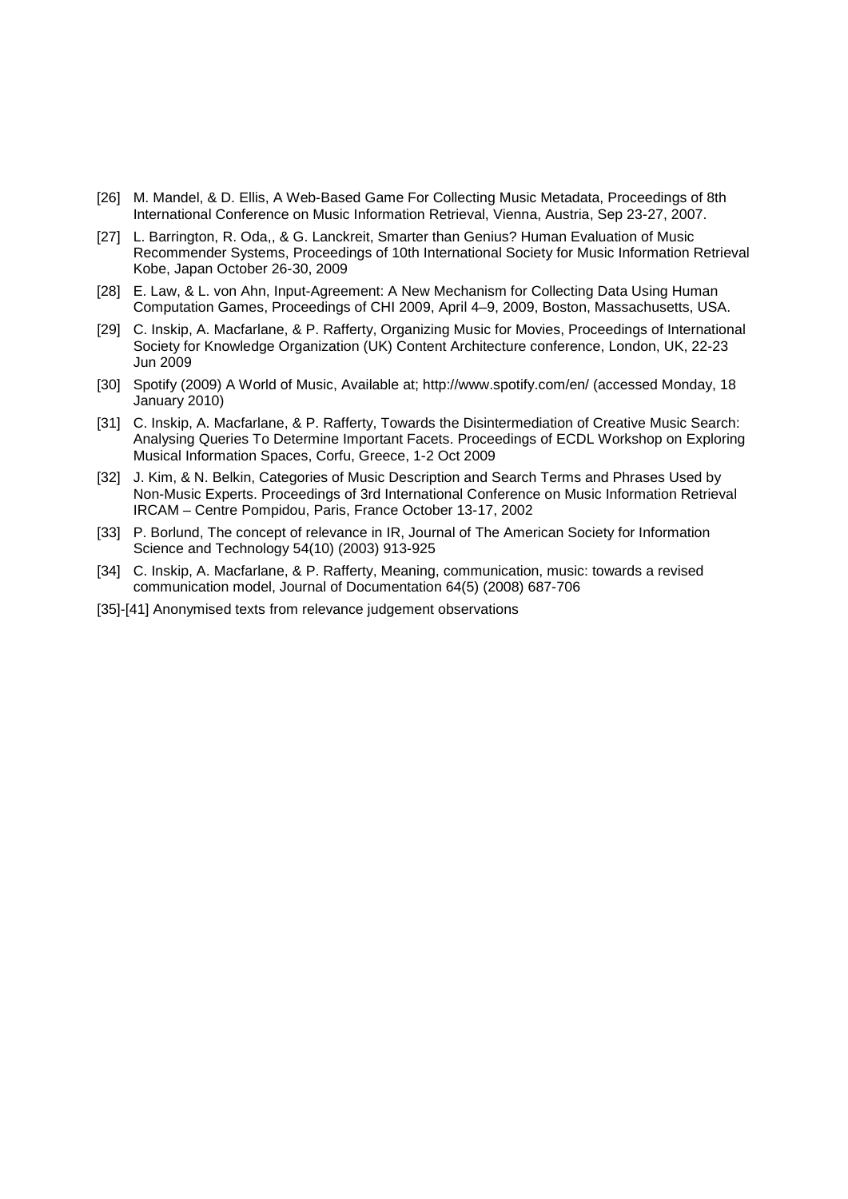[26] M. Mandel, & D. Ellis, A Web-Based Game For Collecting Music Metadata, Proceedings of 8th International Conference on Music Information Retrieval, Vienna, Austria, Sep 23-27, 2007.

[27] L. Barrington, R. Oda,, & G. Lanckreit, Smarter than Genius? Human Evaluation of Music Recommender Systems, Proceedings of 10th International Society for Music Information Retrieval Kobe, Japan October 26-30, 2009

[28] E. Law, & L. von Ahn, Input-Agreement: A New Mechanism for Collecting Data Using Human Computation Games, Proceedings of CHI 2009, April 4–9, 2009, Boston, Massachusetts, USA.

[29] C. Inskip, A. Macfarlane, & P. Rafferty, Organizing Music for Movies, Proceedings of International Society for Knowledge Organization (UK) Content Architecture conference, London, UK, 22-23 Jun 2009

[30] Spotify (2009) A World of Music, Available at; http://www.spotify.com/en/ (accessed Monday, 18 January 2010)

[31] C. Inskip, A. Macfarlane, & P. Rafferty, Towards the Disintermediation of Creative Music Search: Analysing Queries To Determine Important Facets. Proceedings of ECDL Workshop on Exploring Musical Information Spaces, Corfu, Greece, 1-2 Oct 2009

[32] J. Kim, & N. Belkin, Categories of Music Description and Search Terms and Phrases Used by Non-Music Experts. Proceedings of 3rd International Conference on Music Information Retrieval IRCAM – Centre Pompidou, Paris, France October 13-17, 2002

[33] P. Borlund, The concept of relevance in IR, Journal of The American Society for Information Science and Technology 54(10) (2003) 913-925

[34] C. Inskip, A. Macfarlane, & P. Rafferty, Meaning, communication, music: towards a revised communication model, Journal of Documentation 64(5) (2008) 687-706

[35]-[41] Anonymised texts from relevance judgement observations